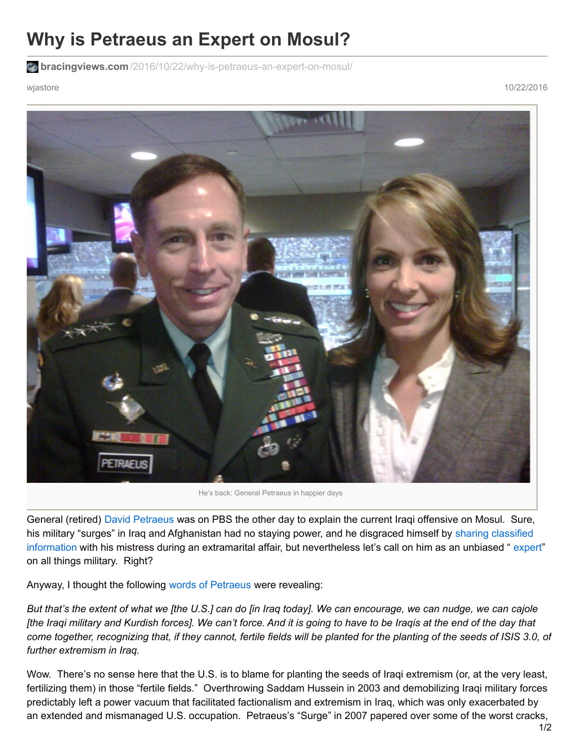# Why is Petraeus an Expert on Mosul?

**bracingviews.com**/2016/10/22/why-is-petraeus-an-expert-on-mosul/

wjastore

10/22/2016

He's back: General Petraeus in happier days

General (retired) David Petraeus was on PBS the other day to explain the current Iraqi offensive on Mosul. Sure, his military "surges" in Iraq and Afghanistan had no staying power, and he disgraced himself by sharing classified information with his mistress during an extramarital affair, but nevertheless let's call on him as an unbiased " expert" on all things military. Right?

Anyway, I thought the following words of Petraeus were revealing:

*But that's the extent of what we [the U.S.] can do [in Iraq today]. We can encourage, we can nudge, we can cajole [the Iraqi military and Kurdish forces]. We can't force. And it is going to have to be Iraqis at the end of the day that come together, recognizing that, if they cannot, fertile fields will be planted for the planting of the seeds of ISIS 3.0, of further extremism in Iraq.*

Wow. There's no sense here that the U.S. is to blame for planting the seeds of Iraqi extremism (or, at the very least, fertilizing them) in those "fertile fields." Overthrowing Saddam Hussein in 2003 and demobilizing Iraqi military forces predictably left a power vacuum that facilitated factionalism and extremism in Iraq, which was only exacerbated by an extended and mismanaged U.S. occupation. Petraeus's "Surge" in 2007 papered over some of the worst cracks,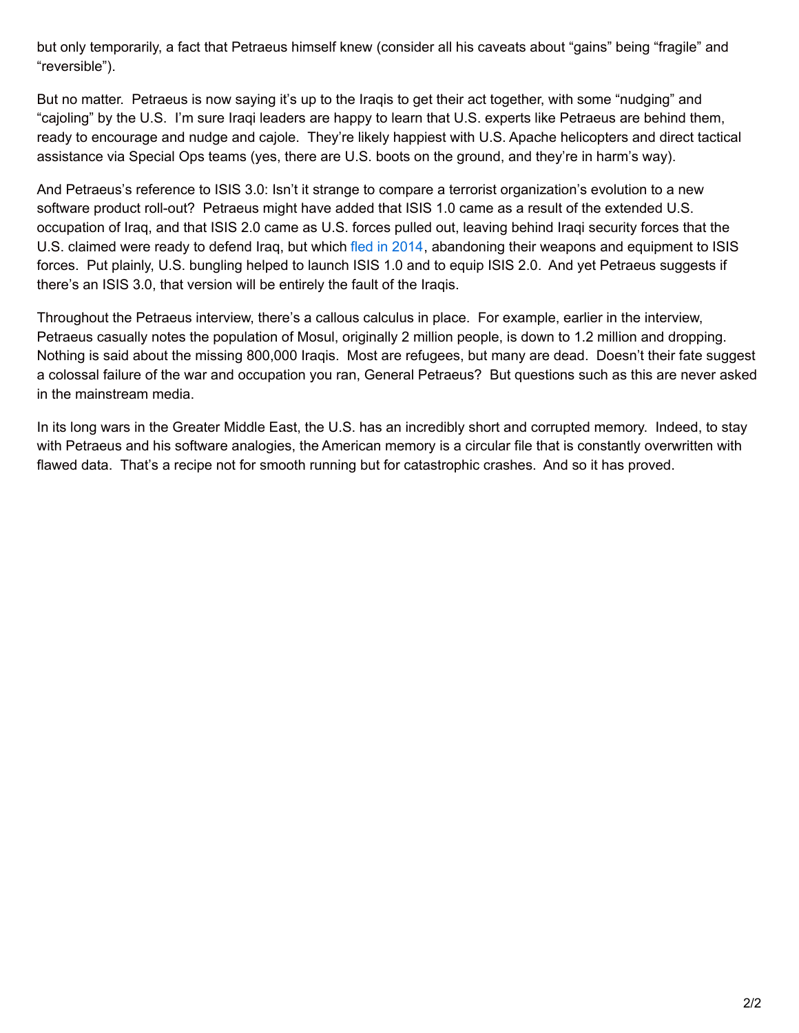but only temporarily, a fact that Petraeus himself knew (consider all his caveats about "gains" being "fragile" and "reversible").

But no matter. Petraeus is now saying it's up to the Iraqis to get their act together, with some "nudging" and "cajoling" by the U.S. I'm sure Iraqi leaders are happy to learn that U.S. experts like Petraeus are behind them, ready to encourage and nudge and cajole. They're likely happiest with U.S. Apache helicopters and direct tactical assistance via Special Ops teams (yes, there are U.S. boots on the ground, and they're in harm's way).

And Petraeus's reference to ISIS 3.0: Isn't it strange to compare a terrorist organization's evolution to a new software product roll-out? Petraeus might have added that ISIS 1.0 came as a result of the extended U.S. occupation of Iraq, and that ISIS 2.0 came as U.S. forces pulled out, leaving behind Iraqi security forces that the U.S. claimed were ready to defend Iraq, but which fled in 2014, abandoning their weapons and equipment to ISIS forces. Put plainly, U.S. bungling helped to launch ISIS 1.0 and to equip ISIS 2.0. And yet Petraeus suggests if there's an ISIS 3.0, that version will be entirely the fault of the Iraqis.

Throughout the Petraeus interview, there's a callous calculus in place. For example, earlier in the interview, Petraeus casually notes the population of Mosul, originally 2 million people, is down to 1.2 million and dropping. Nothing is said about the missing 800,000 Iraqis. Most are refugees, but many are dead. Doesn't their fate suggest a colossal failure of the war and occupation you ran, General Petraeus? But questions such as this are never asked in the mainstream media.

In its long wars in the Greater Middle East, the U.S. has an incredibly short and corrupted memory. Indeed, to stay with Petraeus and his software analogies, the American memory is a circular file that is constantly overwritten with flawed data. That's a recipe not for smooth running but for catastrophic crashes. And so it has proved.